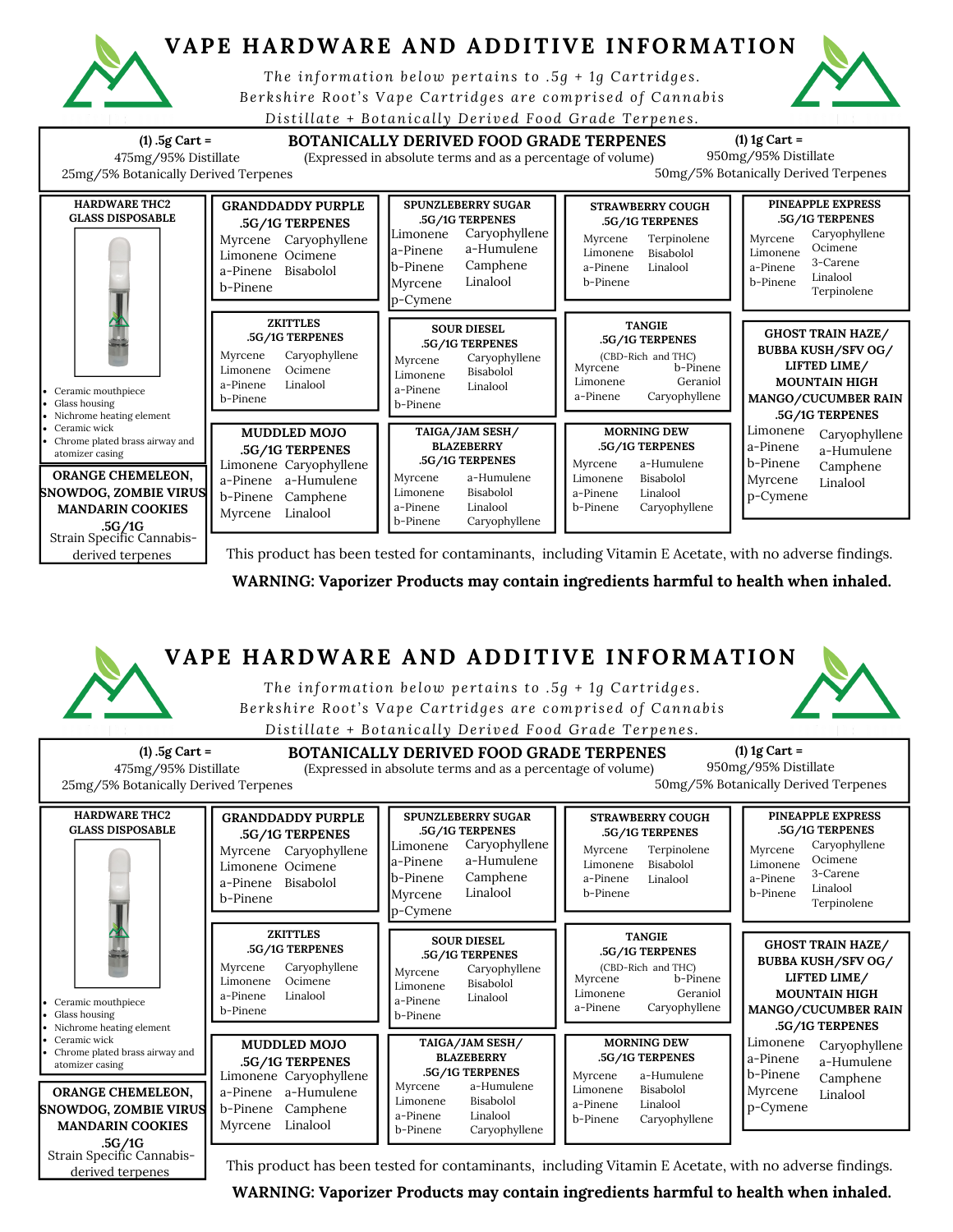# VAPE HARDWARE AND ADDITIVE INFORMATION

*The information below pertains to .5g + 1g Cartridges. Berkshire Root's Vape Cartridges are comprised of Cannabis Distillate + Botanically Derived Food Grade Terpenes.*

**(1) .5g Cart =**
475mg/95% Distillate
25mg/5% Botanically Derived Terpenes

## BOTANICALLY DERIVED FOOD GRADE TERPENES

(Expressed in absolute terms and as a percentage of volume)

**(1) 1g Cart =**
950mg/95% Distillate
50mg/5% Botanically Derived Terpenes

### HARDWARE THC2 GLASS DISPOSABLE

- Ceramic mouthpiece
- Glass housing
- Nichrome heating element
- Ceramic wick
- Chrome plated brass airway and atomizer casing

### ORANGE CHEMELEON, SNOWDOG, ZOMBIE VIRUS MANDARIN COOKIES .5G/1G

Strain Specific Cannabis-derived terpenes

### GRANDDADDY PURPLE .5G/1G TERPENES

Myrcene, Caryophyllene, Limonene, Ocimene, a-Pinene, Bisabolol, b-Pinene

### SPUNZLEBERRY SUGAR .5G/1G TERPENES

Limonene, Caryophyllene, a-Pinene, a-Humulene, b-Pinene, Camphene, Myrcene, Linalool, p-Cymene

### STRAWBERRY COUGH .5G/1G TERPENES

Myrcene, Terpinolene, Limonene, Bisabolol, a-Pinene, Linalool, b-Pinene

### PINEAPPLE EXPRESS .5G/1G TERPENES

Myrcene, Caryophyllene, Limonene, Ocimene, a-Pinene, 3-Carene, b-Pinene, Linalool, Terpinolene

### ZKITTLES .5G/1G TERPENES

Myrcene, Caryophyllene, Limonene, Ocimene, a-Pinene, Linalool, b-Pinene

### SOUR DIESEL .5G/1G TERPENES

Myrcene, Caryophyllene, Limonene, Bisabolol, a-Pinene, Linalool, b-Pinene

### TANGIE .5G/1G TERPENES

(CBD-Rich and THC)

Myrcene, b-Pinene, Limonene, Geraniol, a-Pinene, Caryophyllene

### GHOST TRAIN HAZE/ BUBBA KUSH/SFV OG/ LIFTED LIME/ MOUNTAIN HIGH MANGO/CUCUMBER RAIN .5G/1G TERPENES

Limonene, Caryophyllene, a-Pinene, a-Humulene, b-Pinene, Camphene, Myrcene, Linalool, p-Cymene

### MUDDLED MOJO .5G/1G TERPENES

Limonene, Caryophyllene, a-Pinene, a-Humulene, b-Pinene, Camphene, Myrcene, Linalool

### TAIGA/JAM SESH/ BLAZEBERRY .5G/1G TERPENES

Myrcene, a-Humulene, Limonene, Bisabolol, a-Pinene, Linalool, b-Pinene, Caryophyllene

### MORNING DEW .5G/1G TERPENES

Myrcene, a-Humulene, Limonene, Bisabolol, a-Pinene, Linalool, b-Pinene, Caryophyllene

This product has been tested for contaminants, including Vitamin E Acetate, with no adverse findings.

**WARNING: Vaporizer Products may contain ingredients harmful to health when inhaled.**

# VAPE HARDWARE AND ADDITIVE INFORMATION

*The information below pertains to .5g + 1g Cartridges. Berkshire Root's Vape Cartridges are comprised of Cannabis Distillate + Botanically Derived Food Grade Terpenes.*

**(1) .5g Cart =**
475mg/95% Distillate
25mg/5% Botanically Derived Terpenes

## BOTANICALLY DERIVED FOOD GRADE TERPENES

(Expressed in absolute terms and as a percentage of volume)

**(1) 1g Cart =**
950mg/95% Distillate
50mg/5% Botanically Derived Terpenes

### HARDWARE THC2 GLASS DISPOSABLE

- Ceramic mouthpiece
- Glass housing
- Nichrome heating element
- Ceramic wick
- Chrome plated brass airway and atomizer casing

### ORANGE CHEMELEON, SNOWDOG, ZOMBIE VIRUS MANDARIN COOKIES .5G/1G

Strain Specific Cannabis-derived terpenes

### GRANDDADDY PURPLE .5G/1G TERPENES

Myrcene, Caryophyllene, Limonene, Ocimene, a-Pinene, Bisabolol, b-Pinene

### SPUNZLEBERRY SUGAR .5G/1G TERPENES

Limonene, Caryophyllene, a-Pinene, a-Humulene, b-Pinene, Camphene, Myrcene, Linalool, p-Cymene

### STRAWBERRY COUGH .5G/1G TERPENES

Myrcene, Terpinolene, Limonene, Bisabolol, a-Pinene, Linalool, b-Pinene

### PINEAPPLE EXPRESS .5G/1G TERPENES

Myrcene, Caryophyllene, Limonene, Ocimene, a-Pinene, 3-Carene, b-Pinene, Linalool, Terpinolene

### ZKITTLES .5G/1G TERPENES

Myrcene, Caryophyllene, Limonene, Ocimene, a-Pinene, Linalool, b-Pinene

### SOUR DIESEL .5G/1G TERPENES

Myrcene, Caryophyllene, Limonene, Bisabolol, a-Pinene, Linalool, b-Pinene

### TANGIE .5G/1G TERPENES

(CBD-Rich and THC)

Myrcene, b-Pinene, Limonene, Geraniol, a-Pinene, Caryophyllene

### GHOST TRAIN HAZE/ BUBBA KUSH/SFV OG/ LIFTED LIME/ MOUNTAIN HIGH MANGO/CUCUMBER RAIN .5G/1G TERPENES

Limonene, Caryophyllene, a-Pinene, a-Humulene, b-Pinene, Camphene, Myrcene, Linalool, p-Cymene

### MUDDLED MOJO .5G/1G TERPENES

Limonene, Caryophyllene, a-Pinene, a-Humulene, b-Pinene, Camphene, Myrcene, Linalool

### TAIGA/JAM SESH/ BLAZEBERRY .5G/1G TERPENES

Myrcene, a-Humulene, Limonene, Bisabolol, a-Pinene, Linalool, b-Pinene, Caryophyllene

### MORNING DEW .5G/1G TERPENES

Myrcene, a-Humulene, Limonene, Bisabolol, a-Pinene, Linalool, b-Pinene, Caryophyllene

This product has been tested for contaminants, including Vitamin E Acetate, with no adverse findings.

**WARNING: Vaporizer Products may contain ingredients harmful to health when inhaled.**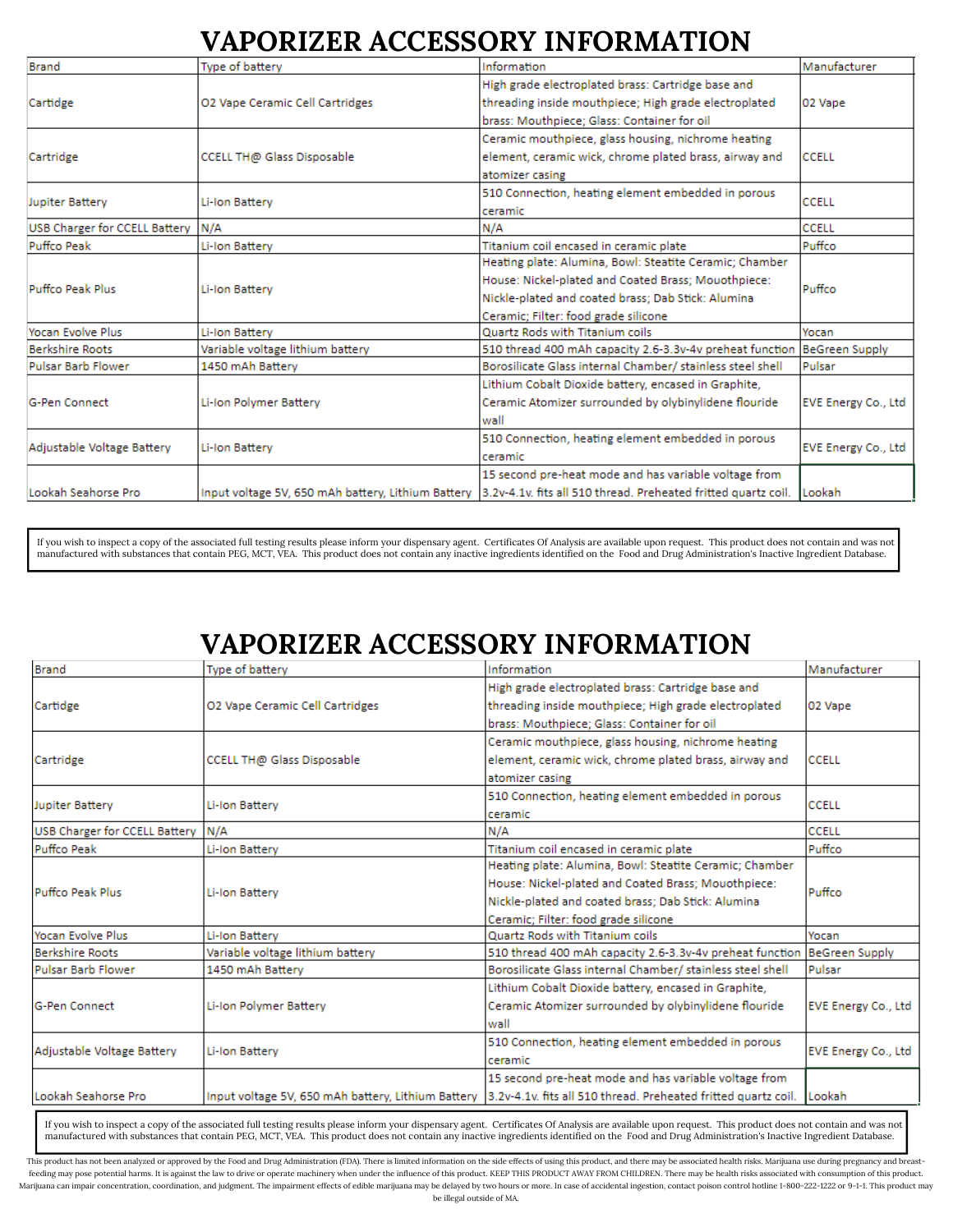# VAPORIZER ACCESSORY INFORMATION

| Brand | Type of battery | Information | Manufacturer |
| --- | --- | --- | --- |
| Cartidge | O2 Vape Ceramic Cell Cartridges | High grade electroplated brass: Cartridge base and threading inside mouthpiece; High grade electroplated brass: Mouthpiece; Glass: Container for oil | 02 Vape |
| Cartridge | CCELL TH@ Glass Disposable | Ceramic mouthpiece, glass housing, nichrome heating element, ceramic wick, chrome plated brass, airway and atomizer casing | CCELL |
| Jupiter Battery | Li-Ion Battery | 510 Connection, heating element embedded in porous ceramic | CCELL |
| USB Charger for CCELL Battery | N/A | N/A | CCELL |
| Puffco Peak | Li-Ion Battery | Titanium coil encased in ceramic plate | Puffco |
| Puffco Peak Plus | Li-Ion Battery | Heating plate: Alumina, Bowl: Steatite Ceramic; Chamber House: Nickel-plated and Coated Brass; Mouothpiece: Nickle-plated and coated brass; Dab Stick: Alumina Ceramic; Filter: food grade silicone | Puffco |
| Yocan Evolve Plus | Li-Ion Battery | Quartz Rods with Titanium coils | Yocan |
| Berkshire Roots | Variable voltage lithium battery | 510 thread 400 mAh capacity 2.6-3.3v-4v preheat function | BeGreen Supply |
| Pulsar Barb Flower | 1450 mAh Battery | Borosilicate Glass internal Chamber/ stainless steel shell | Pulsar |
| G-Pen Connect | Li-Ion Polymer Battery | Lithium Cobalt Dioxide battery, encased in Graphite, Ceramic Atomizer surrounded by olybinylidene flouride wall | EVE Energy Co., Ltd |
| Adjustable Voltage Battery | Li-Ion Battery | 510 Connection, heating element embedded in porous ceramic | EVE Energy Co., Ltd |
| Lookah Seahorse Pro | Input voltage 5V, 650 mAh battery, Lithium Battery | 15 second pre-heat mode and has variable voltage from 3.2v-4.1v. fits all 510 thread. Preheated fritted quartz coil. | Lookah |

If you wish to inspect a copy of the associated full testing results please inform your dispensary agent. Certificates Of Analysis are available upon request. This product does not contain and was not manufactured with substances that contain PEG, MCT, VEA. This product does not contain any inactive ingredients identified on the Food and Drug Administration's Inactive Ingredient Database.

# VAPORIZER ACCESSORY INFORMATION

| Brand | Type of battery | Information | Manufacturer |
| --- | --- | --- | --- |
| Cartidge | O2 Vape Ceramic Cell Cartridges | High grade electroplated brass: Cartridge base and threading inside mouthpiece; High grade electroplated brass: Mouthpiece; Glass: Container for oil | 02 Vape |
| Cartridge | CCELL TH@ Glass Disposable | Ceramic mouthpiece, glass housing, nichrome heating element, ceramic wick, chrome plated brass, airway and atomizer casing | CCELL |
| Jupiter Battery | Li-Ion Battery | 510 Connection, heating element embedded in porous ceramic | CCELL |
| USB Charger for CCELL Battery | N/A | N/A | CCELL |
| Puffco Peak | Li-Ion Battery | Titanium coil encased in ceramic plate | Puffco |
| Puffco Peak Plus | Li-Ion Battery | Heating plate: Alumina, Bowl: Steatite Ceramic; Chamber House: Nickel-plated and Coated Brass; Mouothpiece: Nickle-plated and coated brass; Dab Stick: Alumina Ceramic; Filter: food grade silicone | Puffco |
| Yocan Evolve Plus | Li-Ion Battery | Quartz Rods with Titanium coils | Yocan |
| Berkshire Roots | Variable voltage lithium battery | 510 thread 400 mAh capacity 2.6-3.3v-4v preheat function | BeGreen Supply |
| Pulsar Barb Flower | 1450 mAh Battery | Borosilicate Glass internal Chamber/ stainless steel shell | Pulsar |
| G-Pen Connect | Li-Ion Polymer Battery | Lithium Cobalt Dioxide battery, encased in Graphite, Ceramic Atomizer surrounded by olybinylidene flouride wall | EVE Energy Co., Ltd |
| Adjustable Voltage Battery | Li-Ion Battery | 510 Connection, heating element embedded in porous ceramic | EVE Energy Co., Ltd |
| Lookah Seahorse Pro | Input voltage 5V, 650 mAh battery, Lithium Battery | 15 second pre-heat mode and has variable voltage from 3.2v-4.1v. fits all 510 thread. Preheated fritted quartz coil. | Lookah |

If you wish to inspect a copy of the associated full testing results please inform your dispensary agent. Certificates Of Analysis are available upon request. This product does not contain and was not manufactured with substances that contain PEG, MCT, VEA. This product does not contain any inactive ingredients identified on the Food and Drug Administration's Inactive Ingredient Database.

This product has not been analyzed or approved by the Food and Drug Administration (FDA). There is limited information on the side effects of using this product, and there may be associated health risks. Marijuana use during pregnancy and breast-feeding may pose potential harms. It is against the law to drive or operate machinery when under the influence of this product. KEEP THIS PRODUCT AWAY FROM CHILDREN. There may be health risks associated with consumption of this product. Marijuana can impair concentration, coordination, and judgment. The impairment effects of edible marijuana may be delayed by two hours or more. In case of accidental ingestion, contact poison control hotline 1-800-222-1222 or 9-1-1. This product may be illegal outside of MA.